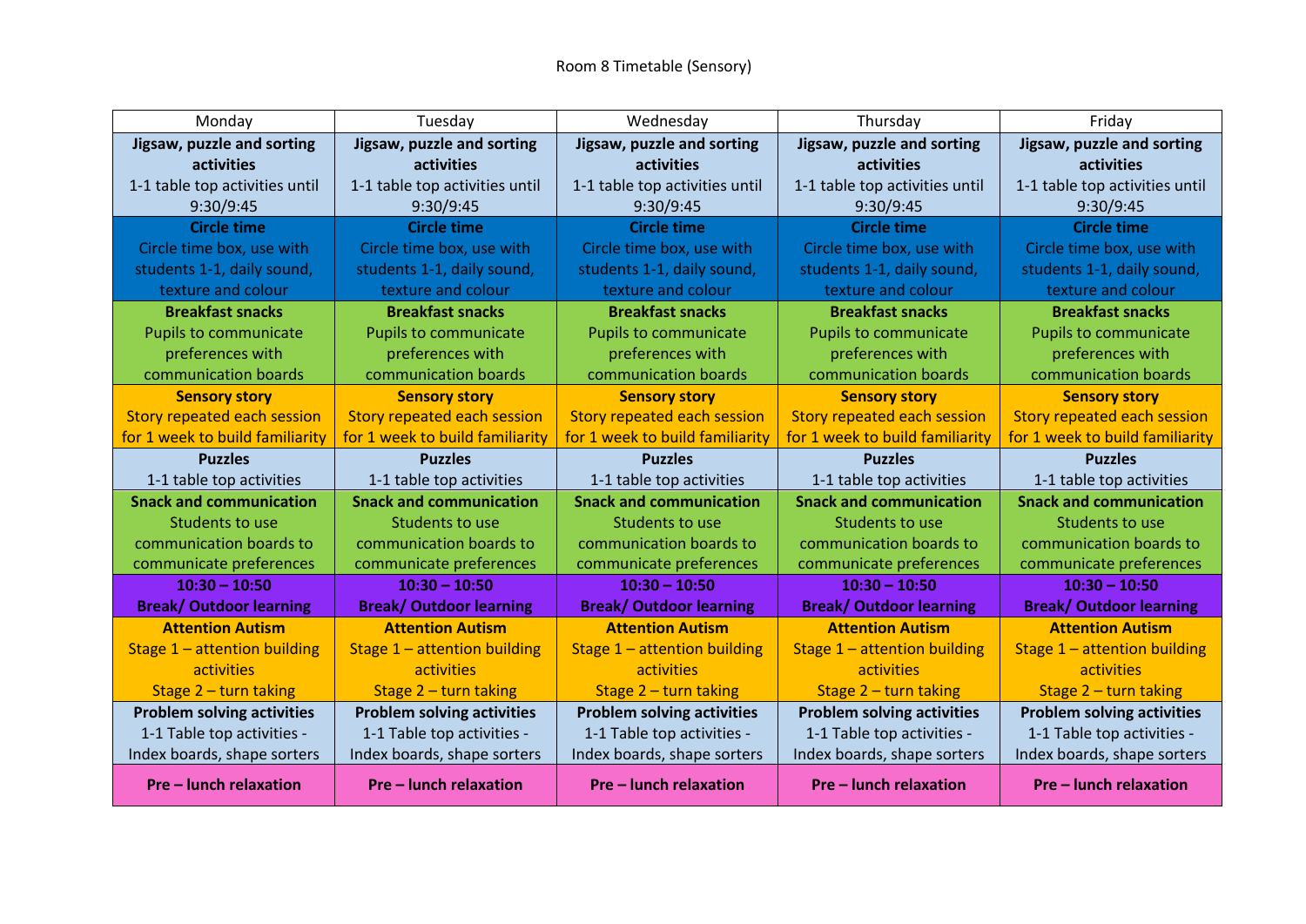# Room 8 Timetable (Sensory)

| Monday | Tuesday | Wednesday | Thursday | Friday |
|---|---|---|---|---|
| **Jigsaw, puzzle and sorting activities** 1-1 table top activities until 9:30/9:45 | **Jigsaw, puzzle and sorting activities** 1-1 table top activities until 9:30/9:45 | **Jigsaw, puzzle and sorting activities** 1-1 table top activities until 9:30/9:45 | **Jigsaw, puzzle and sorting activities** 1-1 table top activities until 9:30/9:45 | **Jigsaw, puzzle and sorting activities** 1-1 table top activities until 9:30/9:45 |
| **Circle time** Circle time box, use with students 1-1, daily sound, texture and colour | **Circle time** Circle time box, use with students 1-1, daily sound, texture and colour | **Circle time** Circle time box, use with students 1-1, daily sound, texture and colour | **Circle time** Circle time box, use with students 1-1, daily sound, texture and colour | **Circle time** Circle time box, use with students 1-1, daily sound, texture and colour |
| **Breakfast snacks** Pupils to communicate preferences with communication boards | **Breakfast snacks** Pupils to communicate preferences with communication boards | **Breakfast snacks** Pupils to communicate preferences with communication boards | **Breakfast snacks** Pupils to communicate preferences with communication boards | **Breakfast snacks** Pupils to communicate preferences with communication boards |
| **Sensory story** Story repeated each session for 1 week to build familiarity | **Sensory story** Story repeated each session for 1 week to build familiarity | **Sensory story** Story repeated each session for 1 week to build familiarity | **Sensory story** Story repeated each session for 1 week to build familiarity | **Sensory story** Story repeated each session for 1 week to build familiarity |
| **Puzzles** 1-1 table top activities | **Puzzles** 1-1 table top activities | **Puzzles** 1-1 table top activities | **Puzzles** 1-1 table top activities | **Puzzles** 1-1 table top activities |
| **Snack and communication** Students to use communication boards to communicate preferences | **Snack and communication** Students to use communication boards to communicate preferences | **Snack and communication** Students to use communication boards to communicate preferences | **Snack and communication** Students to use communication boards to communicate preferences | **Snack and communication** Students to use communication boards to communicate preferences |
| **10:30 – 10:50 Break/ Outdoor learning** | **10:30 – 10:50 Break/ Outdoor learning** | **10:30 – 10:50 Break/ Outdoor learning** | **10:30 – 10:50 Break/ Outdoor learning** | **10:30 – 10:50 Break/ Outdoor learning** |
| **Attention Autism** Stage 1 – attention building activities Stage 2 – turn taking | **Attention Autism** Stage 1 – attention building activities Stage 2 – turn taking | **Attention Autism** Stage 1 – attention building activities Stage 2 – turn taking | **Attention Autism** Stage 1 – attention building activities Stage 2 – turn taking | **Attention Autism** Stage 1 – attention building activities Stage 2 – turn taking |
| **Problem solving activities** 1-1 Table top activities - Index boards, shape sorters | **Problem solving activities** 1-1 Table top activities - Index boards, shape sorters | **Problem solving activities** 1-1 Table top activities - Index boards, shape sorters | **Problem solving activities** 1-1 Table top activities - Index boards, shape sorters | **Problem solving activities** 1-1 Table top activities - Index boards, shape sorters |
| **Pre – lunch relaxation** | **Pre – lunch relaxation** | **Pre – lunch relaxation** | **Pre – lunch relaxation** | **Pre – lunch relaxation** |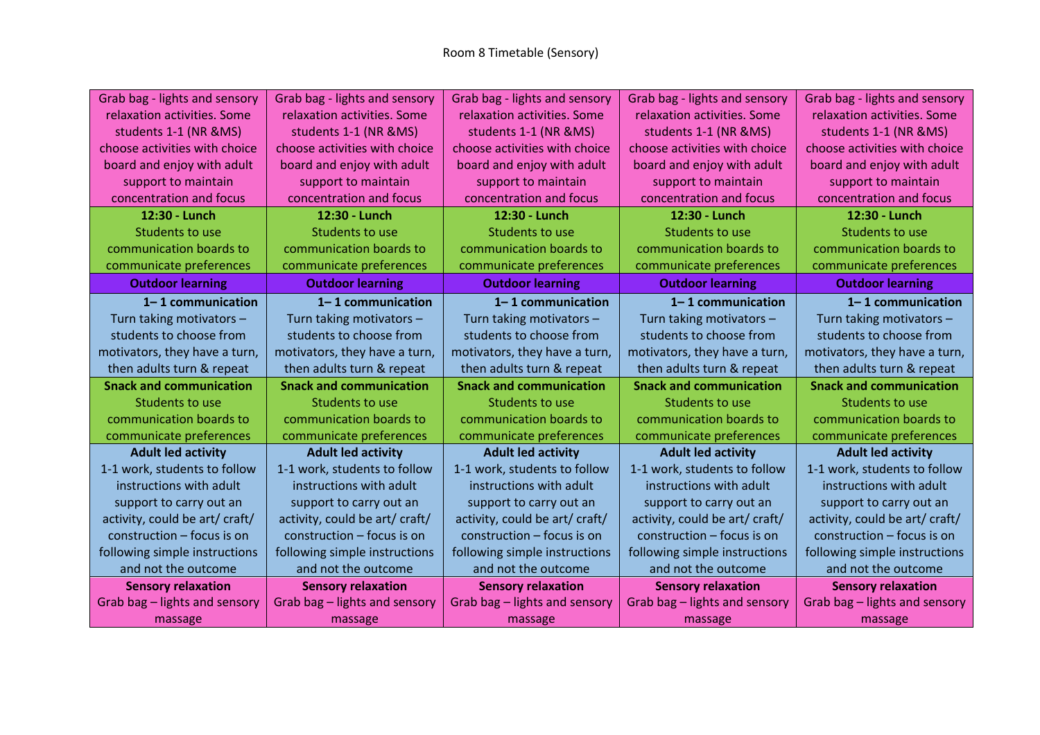Room 8 Timetable (Sensory)

| | | | | |
|---|---|---|---|---|
| Grab bag - lights and sensory relaxation activities. Some students 1-1 (NR &MS) choose activities with choice board and enjoy with adult support to maintain concentration and focus | Grab bag - lights and sensory relaxation activities. Some students 1-1 (NR &MS) choose activities with choice board and enjoy with adult support to maintain concentration and focus | Grab bag - lights and sensory relaxation activities. Some students 1-1 (NR &MS) choose activities with choice board and enjoy with adult support to maintain concentration and focus | Grab bag - lights and sensory relaxation activities. Some students 1-1 (NR &MS) choose activities with choice board and enjoy with adult support to maintain concentration and focus | Grab bag - lights and sensory relaxation activities. Some students 1-1 (NR &MS) choose activities with choice board and enjoy with adult support to maintain concentration and focus |
| **12:30 - Lunch** Students to use communication boards to communicate preferences | **12:30 - Lunch** Students to use communication boards to communicate preferences | **12:30 - Lunch** Students to use communication boards to communicate preferences | **12:30 - Lunch** Students to use communication boards to communicate preferences | **12:30 - Lunch** Students to use communication boards to communicate preferences |
| **Outdoor learning** | **Outdoor learning** | **Outdoor learning** | **Outdoor learning** | **Outdoor learning** |
| **1– 1 communication** Turn taking motivators – students to choose from motivators, they have a turn, then adults turn & repeat | **1– 1 communication** Turn taking motivators – students to choose from motivators, they have a turn, then adults turn & repeat | **1– 1 communication** Turn taking motivators – students to choose from motivators, they have a turn, then adults turn & repeat | **1– 1 communication** Turn taking motivators – students to choose from motivators, they have a turn, then adults turn & repeat | **1– 1 communication** Turn taking motivators – students to choose from motivators, they have a turn, then adults turn & repeat |
| **Snack and communication** Students to use communication boards to communicate preferences | **Snack and communication** Students to use communication boards to communicate preferences | **Snack and communication** Students to use communication boards to communicate preferences | **Snack and communication** Students to use communication boards to communicate preferences | **Snack and communication** Students to use communication boards to communicate preferences |
| **Adult led activity** 1-1 work, students to follow instructions with adult support to carry out an activity, could be art/ craft/ construction – focus is on following simple instructions and not the outcome | **Adult led activity** 1-1 work, students to follow instructions with adult support to carry out an activity, could be art/ craft/ construction – focus is on following simple instructions and not the outcome | **Adult led activity** 1-1 work, students to follow instructions with adult support to carry out an activity, could be art/ craft/ construction – focus is on following simple instructions and not the outcome | **Adult led activity** 1-1 work, students to follow instructions with adult support to carry out an activity, could be art/ craft/ construction – focus is on following simple instructions and not the outcome | **Adult led activity** 1-1 work, students to follow instructions with adult support to carry out an activity, could be art/ craft/ construction – focus is on following simple instructions and not the outcome |
| **Sensory relaxation** Grab bag – lights and sensory massage | **Sensory relaxation** Grab bag – lights and sensory massage | **Sensory relaxation** Grab bag – lights and sensory massage | **Sensory relaxation** Grab bag – lights and sensory massage | **Sensory relaxation** Grab bag – lights and sensory massage |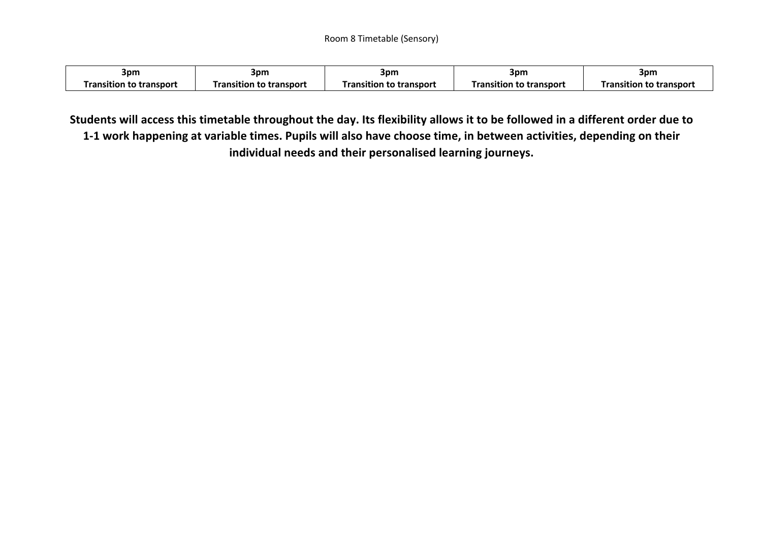| | | | | |
|---|---|---|---|---|
| **3pm Transition to transport** | **3pm Transition to transport** | **3pm Transition to transport** | **3pm Transition to transport** | **3pm Transition to transport** |

**Students will access this timetable throughout the day. Its flexibility allows it to be followed in a different order due to 1-1 work happening at variable times. Pupils will also have choose time, in between activities, depending on their individual needs and their personalised learning journeys.**